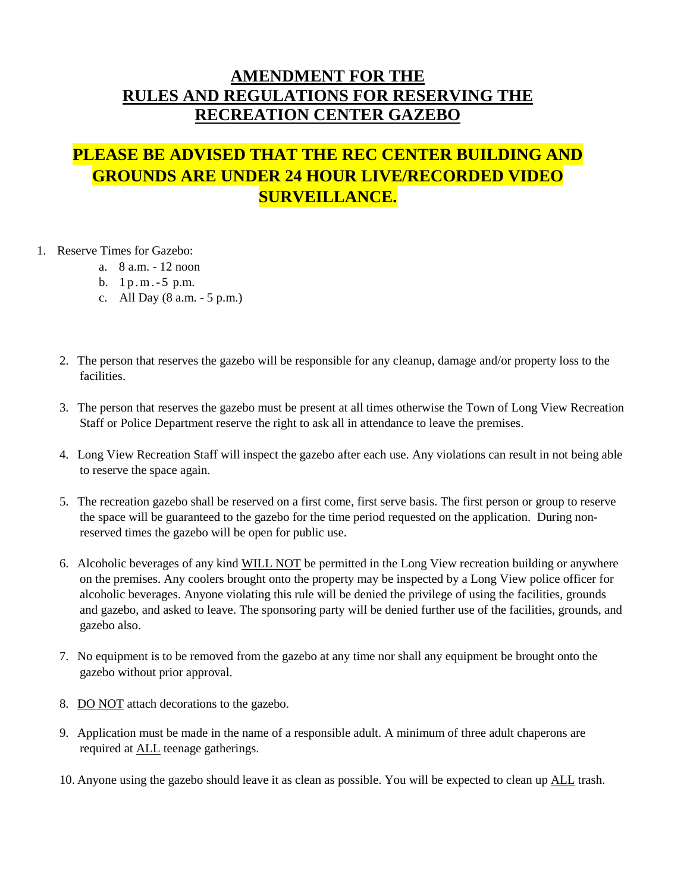# AMENDMENT FOR THE RULES AND REGULATIONS FOR RESERVING THE RECREATION CENTER GAZEBO

## PLEASE BE ADVISED THAT THE REC CENTER BUILDING AND GROUNDS ARE UNDER 24 HOUR LIVE/RECORDED VIDEO SURVEILLANCE.

1. Reserve Times for Gazebo:
    a. 8 a.m. - 12 noon
    b. 1 p.m. - 5 p.m.
    c. All Day (8 a.m. - 5 p.m.)

2. The person that reserves the gazebo will be responsible for any cleanup, damage and/or property loss to the facilities.

3. The person that reserves the gazebo must be present at all times otherwise the Town of Long View Recreation Staff or Police Department reserve the right to ask all in attendance to leave the premises.

4. Long View Recreation Staff will inspect the gazebo after each use. Any violations can result in not being able to reserve the space again.

5. The recreation gazebo shall be reserved on a first come, first serve basis. The first person or group to reserve the space will be guaranteed to the gazebo for the time period requested on the application. During non-reserved times the gazebo will be open for public use.

6. Alcoholic beverages of any kind WILL NOT be permitted in the Long View recreation building or anywhere on the premises. Any coolers brought onto the property may be inspected by a Long View police officer for alcoholic beverages. Anyone violating this rule will be denied the privilege of using the facilities, grounds and gazebo, and asked to leave. The sponsoring party will be denied further use of the facilities, grounds, and gazebo also.

7. No equipment is to be removed from the gazebo at any time nor shall any equipment be brought onto the gazebo without prior approval.

8. DO NOT attach decorations to the gazebo.

9. Application must be made in the name of a responsible adult. A minimum of three adult chaperons are required at ALL teenage gatherings.

10. Anyone using the gazebo should leave it as clean as possible. You will be expected to clean up ALL trash.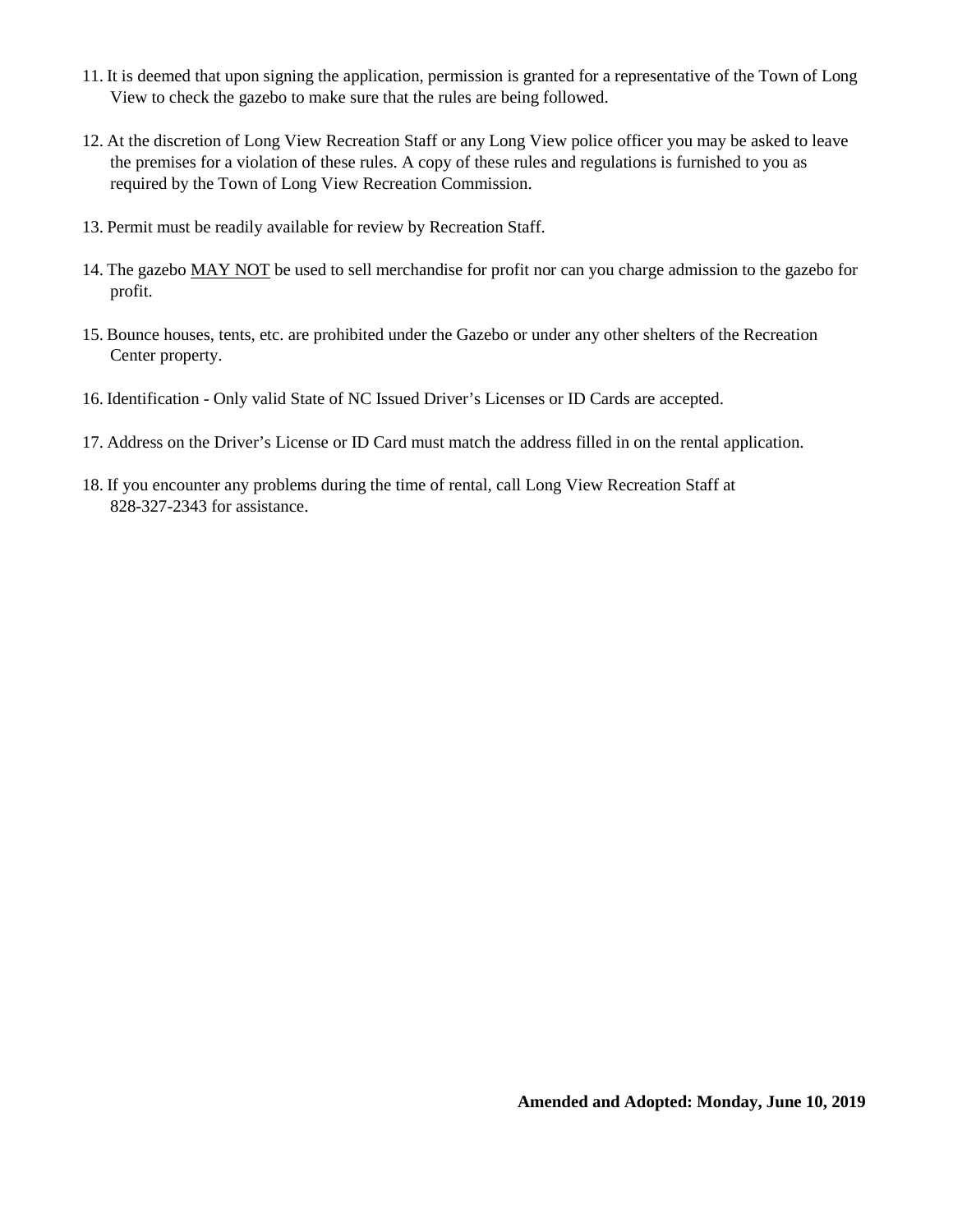11. It is deemed that upon signing the application, permission is granted for a representative of the Town of Long View to check the gazebo to make sure that the rules are being followed.

12. At the discretion of Long View Recreation Staff or any Long View police officer you may be asked to leave the premises for a violation of these rules. A copy of these rules and regulations is furnished to you as required by the Town of Long View Recreation Commission.

13. Permit must be readily available for review by Recreation Staff.

14. The gazebo <u>MAY NOT</u> be used to sell merchandise for profit nor can you charge admission to the gazebo for profit.

15. Bounce houses, tents, etc. are prohibited under the Gazebo or under any other shelters of the Recreation Center property.

16. Identification - Only valid State of NC Issued Driver's Licenses or ID Cards are accepted.

17. Address on the Driver's License or ID Card must match the address filled in on the rental application.

18. If you encounter any problems during the time of rental, call Long View Recreation Staff at 828-327-2343 for assistance.

**Amended and Adopted: Monday, June 10, 2019**